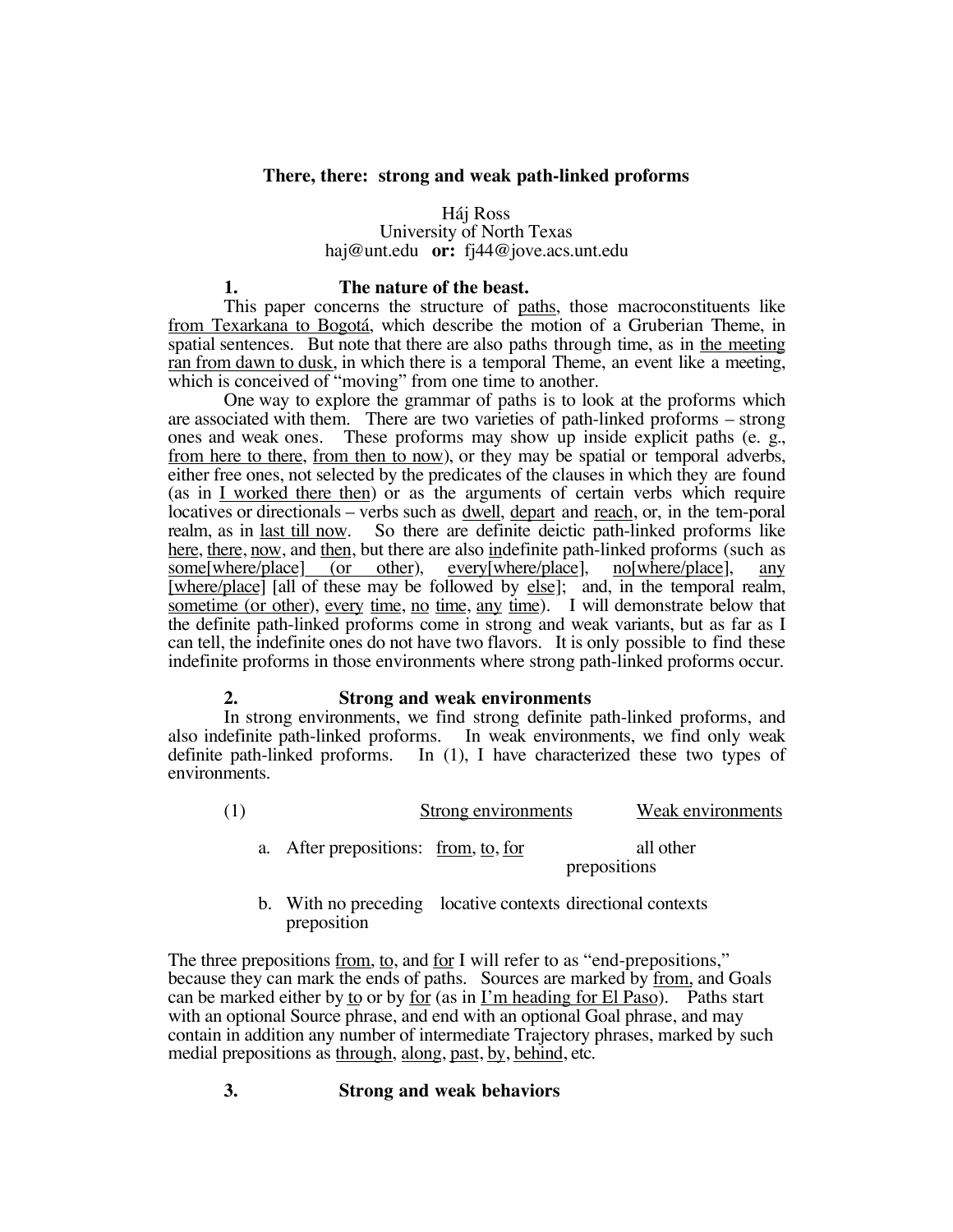# There, there: strong and weak path-linked proforms

Háj Ross
University of North Texas
haj@unt.edu **or:** fj44@jove.acs.unt.edu

## 1. The nature of the beast.

This paper concerns the structure of paths, those macroconstituents like from Texarkana to Bogotá, which describe the motion of a Gruberian Theme, in spatial sentences. But note that there are also paths through time, as in the meeting ran from dawn to dusk, in which there is a temporal Theme, an event like a meeting, which is conceived of "moving" from one time to another.

One way to explore the grammar of paths is to look at the proforms which are associated with them. There are two varieties of path-linked proforms – strong ones and weak ones. These proforms may show up inside explicit paths (e. g., from here to there, from then to now), or they may be spatial or temporal adverbs, either free ones, not selected by the predicates of the clauses in which they are found (as in I worked there then) or as the arguments of certain verbs which require locatives or directionals – verbs such as dwell, depart and reach, or, in the tem-poral realm, as in last till now. So there are definite deictic path-linked proforms like here, there, now, and then, but there are also indefinite path-linked proforms (such as some[where/place] (or other), every[where/place], no[where/place], any [where/place] [all of these may be followed by else]; and, in the temporal realm, sometime (or other), every time, no time, any time). I will demonstrate below that the definite path-linked proforms come in strong and weak variants, but as far as I can tell, the indefinite ones do not have two flavors. It is only possible to find these indefinite proforms in those environments where strong path-linked proforms occur.

## 2. Strong and weak environments

In strong environments, we find strong definite path-linked proforms, and also indefinite path-linked proforms. In weak environments, we find only weak definite path-linked proforms. In (1), I have characterized these two types of environments.

(1)

| | Strong environments | Weak environments |
|---|---|---|
| a. After prepositions: | from, to, for | all other prepositions |
| b. With no preceding preposition | locative contexts | directional contexts |

The three prepositions from, to, and for I will refer to as "end-prepositions," because they can mark the ends of paths. Sources are marked by from, and Goals can be marked either by to or by for (as in I'm heading for El Paso). Paths start with an optional Source phrase, and end with an optional Goal phrase, and may contain in addition any number of intermediate Trajectory phrases, marked by such medial prepositions as through, along, past, by, behind, etc.

## 3. Strong and weak behaviors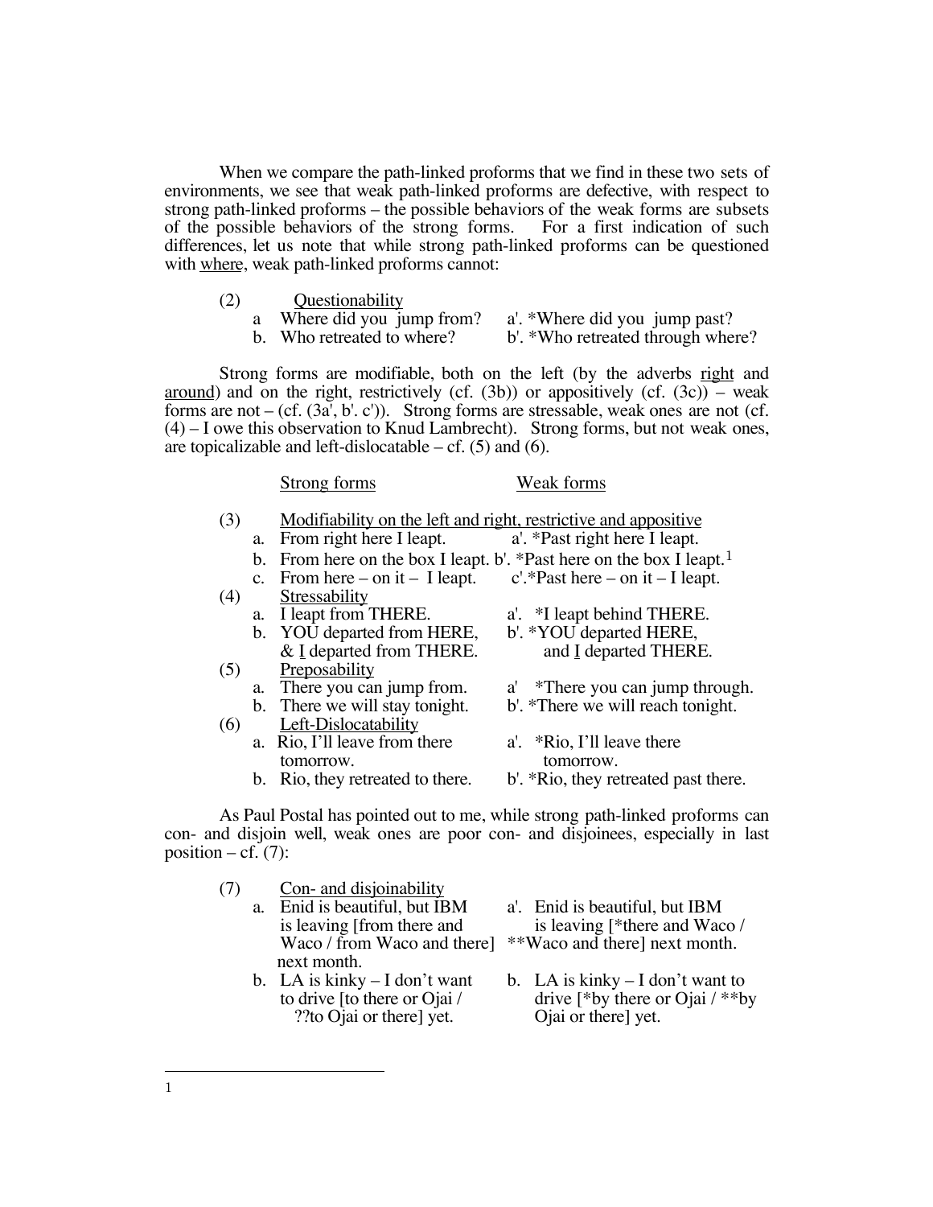When we compare the path-linked proforms that we find in these two sets of environments, we see that weak path-linked proforms are defective, with respect to strong path-linked proforms – the possible behaviors of the weak forms are subsets of the possible behaviors of the strong forms. For a first indication of such differences, let us note that while strong path-linked proforms can be questioned with <u>where</u>, weak path-linked proforms cannot:

(2) <u>Questionability</u>

| | | |
|---|---|---|
| a | Where did you jump from? | a'. *Where did you jump past? |
| b. | Who retreated to where? | b'. *Who retreated through where? |

Strong forms are modifiable, both on the left (by the adverbs <u>right</u> and <u>around</u>) and on the right, restrictively (cf. (3b)) or appositively (cf. (3c)) – weak forms are not – (cf. (3a', b'. c')). Strong forms are stressable, weak ones are not (cf. (4) – I owe this observation to Knud Lambrecht). Strong forms, but not weak ones, are topicalizable and left-dislocatable – cf. (5) and (6).

| | | <u>Strong forms</u> | <u>Weak forms</u> |
|---|---|---|---|
| (3) | | <u>Modifiability on the left and right, restrictive and appositive</u> | |
| | a. | From right here I leapt. | a'. *Past right here I leapt. |
| | b. | From here on the box I leapt. | b'. *Past here on the box I leapt.[1] |
| | c. | From here – on it – I leapt. | c'.*Past here – on it – I leapt. |
| (4) | | <u>Stressability</u> | |
| | a. | I leapt from THERE. | a'. *I leapt behind THERE. |
| | b. | YOU departed from HERE, & <u>I</u> departed from THERE. | b'. *YOU departed HERE, and <u>I</u> departed THERE. |
| (5) | | <u>Preposability</u> | |
| | a. | There you can jump from. | a' *There you can jump through. |
| | b. | There we will stay tonight. | b'. *There we will reach tonight. |
| (6) | | <u>Left-Dislocatability</u> | |
| | a. | Rio, I'll leave from there tomorrow. | a'. *Rio, I'll leave there tomorrow. |
| | b. | Rio, they retreated to there. | b'. *Rio, they retreated past there. |

As Paul Postal has pointed out to me, while strong path-linked proforms can con- and disjoin well, weak ones are poor con- and disjoinees, especially in last position – cf. (7):

| | | | |
|---|---|---|---|
| (7) | | <u>Con- and disjoinability</u> | |
| | a. | Enid is beautiful, but IBM is leaving [from there and Waco / from Waco and there] next month. | a'. Enid is beautiful, but IBM is leaving [*there and Waco / **Waco and there] next month. |
| | b. | LA is kinky – I don't want to drive [to there or Ojai / ??to Ojai or there] yet. | b. LA is kinky – I don't want to drive [*by there or Ojai / **by Ojai or there] yet. |

---

1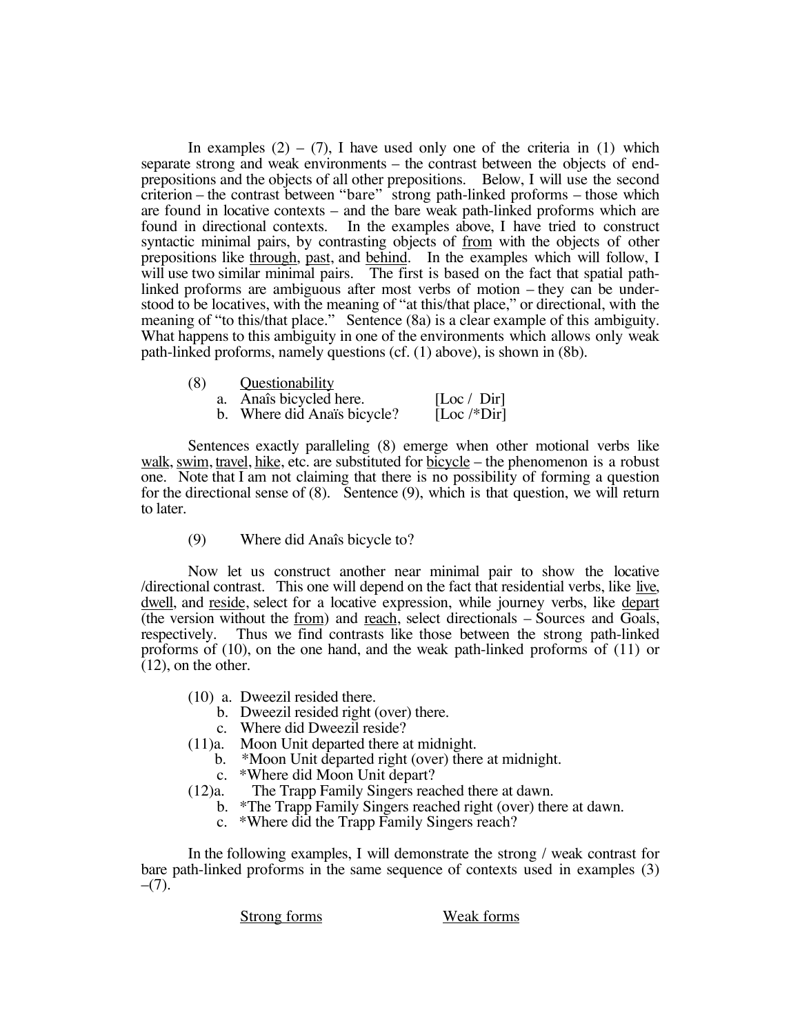In examples (2) – (7), I have used only one of the criteria in (1) which separate strong and weak environments – the contrast between the objects of end-prepositions and the objects of all other prepositions. Below, I will use the second criterion – the contrast between "bare" strong path-linked proforms – those which are found in locative contexts – and the bare weak path-linked proforms which are found in directional contexts. In the examples above, I have tried to construct syntactic minimal pairs, by contrasting objects of <u>from</u> with the objects of other prepositions like <u>through</u>, <u>past</u>, and <u>behind</u>. In the examples which will follow, I will use two similar minimal pairs. The first is based on the fact that spatial path-linked proforms are ambiguous after most verbs of motion – they can be understood to be locatives, with the meaning of "at this/that place," or directional, with the meaning of "to this/that place." Sentence (8a) is a clear example of this ambiguity. What happens to this ambiguity in one of the environments which allows only weak path-linked proforms, namely questions (cf. (1) above), is shown in (8b).

(8) <u>Questionability</u>
  a. Anaîs bicycled here. [Loc / Dir]
  b. Where did Anaïs bicycle? [Loc /*Dir]

Sentences exactly paralleling (8) emerge when other motional verbs like <u>walk</u>, <u>swim</u>, <u>travel</u>, <u>hike</u>, etc. are substituted for <u>bicycle</u> – the phenomenon is a robust one. Note that I am not claiming that there is no possibility of forming a question for the directional sense of (8). Sentence (9), which is that question, we will return to later.

(9) Where did Anaîs bicycle to?

Now let us construct another near minimal pair to show the locative /directional contrast. This one will depend on the fact that residential verbs, like <u>live</u>, <u>dwell</u>, and <u>reside</u>, select for a locative expression, while journey verbs, like <u>depart</u> (the version without the <u>from</u>) and <u>reach</u>, select directionals – Sources and Goals, respectively. Thus we find contrasts like those between the strong path-linked proforms of (10), on the one hand, and the weak path-linked proforms of (11) or (12), on the other.

(10) a. Dweezil resided there.
  b. Dweezil resided right (over) there.
  c. Where did Dweezil reside?

(11) a. Moon Unit departed there at midnight.
  b. *Moon Unit departed right (over) there at midnight.
  c. *Where did Moon Unit depart?

(12) a. The Trapp Family Singers reached there at dawn.
  b. *The Trapp Family Singers reached right (over) there at dawn.
  c. *Where did the Trapp Family Singers reach?

In the following examples, I will demonstrate the strong / weak contrast for bare path-linked proforms in the same sequence of contexts used in examples (3) –(7).

<u>Strong forms</u> <u>Weak forms</u>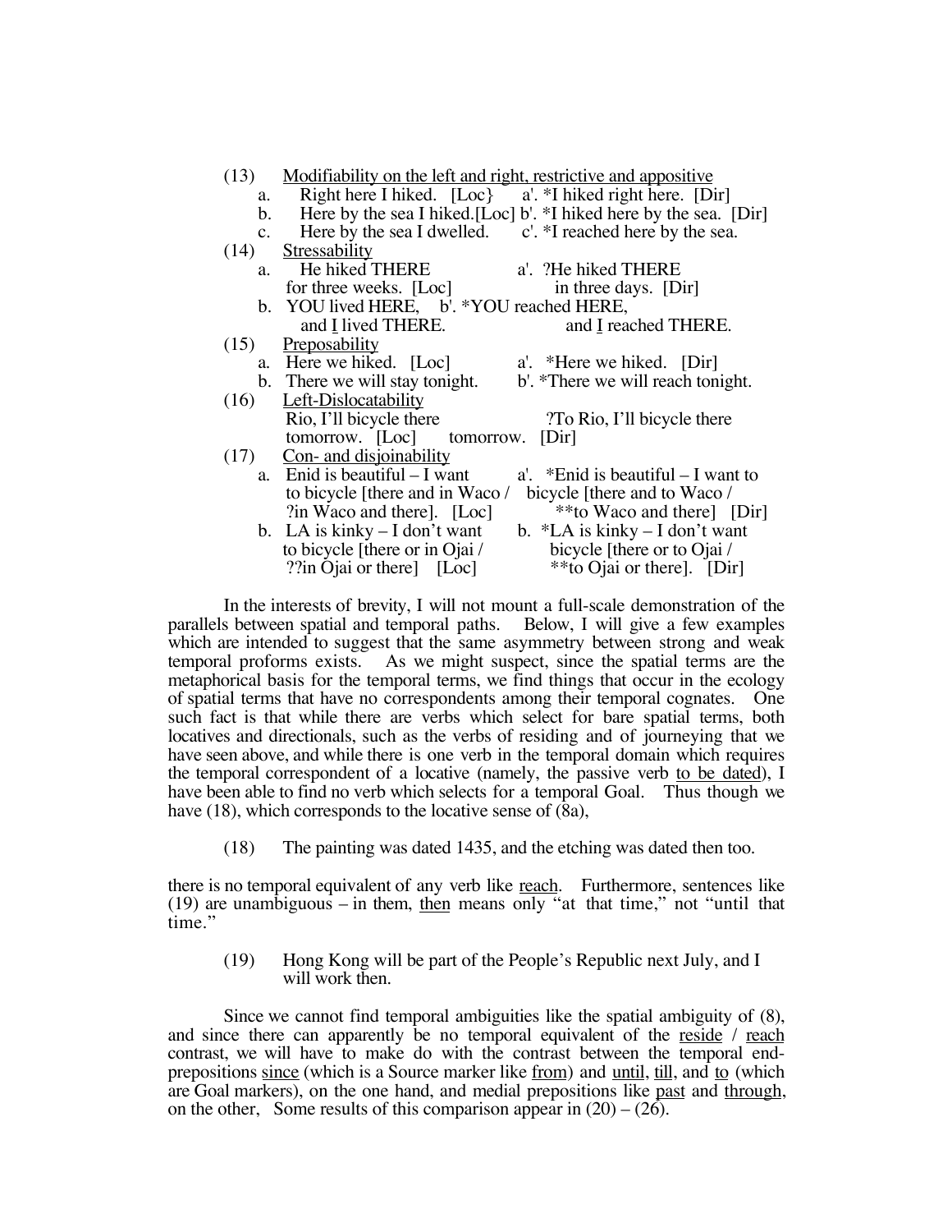(13) Modifiability on the left and right, restrictive and appositive

a. Right here I hiked. [Loc} a'. *I hiked right here. [Dir]
b. Here by the sea I hiked.[Loc] b'. *I hiked here by the sea. [Dir]
c. Here by the sea I dwelled. c'. *I reached here by the sea.

(14) Stressability

a. He hiked THERE for three weeks. [Loc] a'. ?He hiked THERE in three days. [Dir]
b. YOU lived HERE, and I lived THERE. b'. *YOU reached HERE, and I reached THERE.

(15) Preposability

a. Here we hiked. [Loc] a'. *Here we hiked. [Dir]
b. There we will stay tonight. b'. *There we will reach tonight.

(16) Left-Dislocatability

Rio, I'll bicycle there tomorrow. [Loc] ?To Rio, I'll bicycle there tomorrow. [Dir]

(17) Con- and disjoinability

a. Enid is beautiful – I want to bicycle [there and in Waco / ?in Waco and there]. [Loc] a'. *Enid is beautiful – I want to bicycle [there and to Waco / **to Waco and there] [Dir]
b. LA is kinky – I don't want to bicycle [there or in Ojai / ??in Ojai or there] [Loc] b. *LA is kinky – I don't want bicycle [there or to Ojai / **to Ojai or there]. [Dir]

In the interests of brevity, I will not mount a full-scale demonstration of the parallels between spatial and temporal paths. Below, I will give a few examples which are intended to suggest that the same asymmetry between strong and weak temporal proforms exists. As we might suspect, since the spatial terms are the metaphorical basis for the temporal terms, we find things that occur in the ecology of spatial terms that have no correspondents among their temporal cognates. One such fact is that while there are verbs which select for bare spatial terms, both locatives and directionals, such as the verbs of residing and of journeying that we have seen above, and while there is one verb in the temporal domain which requires the temporal correspondent of a locative (namely, the passive verb to be dated), I have been able to find no verb which selects for a temporal Goal. Thus though we have (18), which corresponds to the locative sense of (8a),

(18) The painting was dated 1435, and the etching was dated then too.

there is no temporal equivalent of any verb like reach. Furthermore, sentences like (19) are unambiguous – in them, then means only "at that time," not "until that time."

(19) Hong Kong will be part of the People's Republic next July, and I will work then.

Since we cannot find temporal ambiguities like the spatial ambiguity of (8), and since there can apparently be no temporal equivalent of the reside / reach contrast, we will have to make do with the contrast between the temporal end-prepositions since (which is a Source marker like from) and until, till, and to (which are Goal markers), on the one hand, and medial prepositions like past and through, on the other, Some results of this comparison appear in (20) – (26).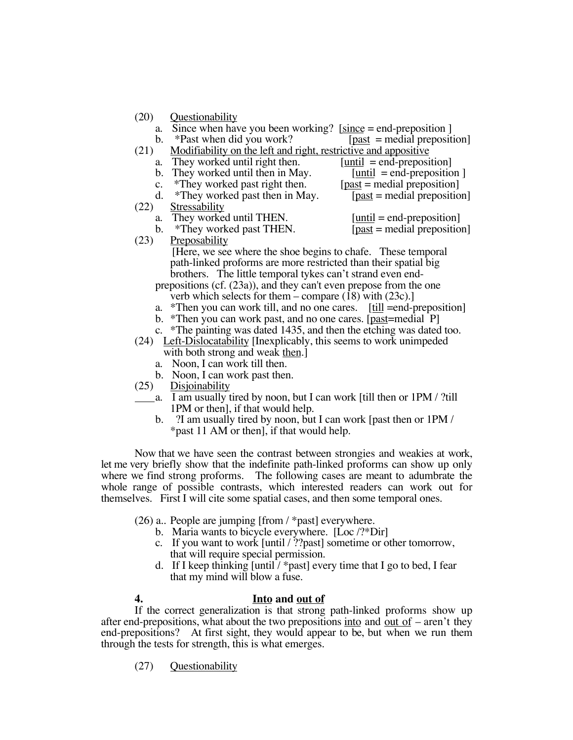(20) Questionability

a. Since when have you been working? [since = end-preposition ]

b. *Past when did you work? [past = medial preposition]

(21) Modifiability on the left and right, restrictive and appositive

a. They worked until right then. [until = end-preposition]

b. They worked until then in May. [until = end-preposition ]

c. *They worked past right then. [past = medial preposition]

d. *They worked past then in May. [past = medial preposition]

(22) Stressability

a. They worked until THEN. [until = end-preposition]

b. *They worked past THEN. [past = medial preposition]

(23) Preposability

[Here, we see where the shoe begins to chafe. These temporal path-linked proforms are more restricted than their spatial big brothers. The little temporal tykes can't strand even end-prepositions (cf. (23a)), and they can't even prepose from the one verb which selects for them – compare (18) with (23c).]

a. *Then you can work till, and no one cares. [till =end-preposition]

b. *Then you can work past, and no one cares. [past=medial P]

c. *The painting was dated 1435, and then the etching was dated too.

(24) Left-Dislocatability [Inexplicably, this seems to work unimpeded with both strong and weak then.]

a. Noon, I can work till then.

b. Noon, I can work past then.

(25) Disjoinability

a. I am usually tired by noon, but I can work [till then or 1PM / ?till 1PM or then], if that would help.

b. ?I am usually tired by noon, but I can work [past then or 1PM / *past 11 AM or then], if that would help.

Now that we have seen the contrast between strongies and weakies at work, let me very briefly show that the indefinite path-linked proforms can show up only where we find strong proforms. The following cases are meant to adumbrate the whole range of possible contrasts, which interested readers can work out for themselves. First I will cite some spatial cases, and then some temporal ones.

(26) a.. People are jumping [from / *past] everywhere.

b. Maria wants to bicycle everywhere. [Loc /?*Dir]

c. If you want to work [until / ??past] sometime or other tomorrow, that will require special permission.

d. If I keep thinking [until / *past] every time that I go to bed, I fear that my mind will blow a fuse.

## 4. Into and out of

If the correct generalization is that strong path-linked proforms show up after end-prepositions, what about the two prepositions into and out of – aren't they end-prepositions? At first sight, they would appear to be, but when we run them through the tests for strength, this is what emerges.

(27) Questionability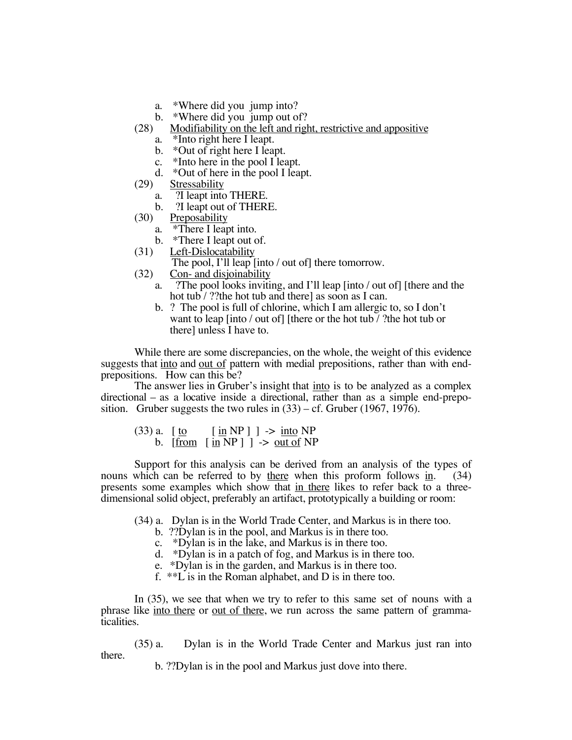a. *Where did you jump into?

b. *Where did you jump out of?

(28) Modifiability on the left and right, restrictive and appositive

a. *Into right here I leapt.

b. *Out of right here I leapt.

c. *Into here in the pool I leapt.

d. *Out of here in the pool I leapt.

(29) Stressability

a. ?I leapt into THERE.

b. ?I leapt out of THERE.

(30) Preposability

a. *There I leapt into.

b. *There I leapt out of.

(31) Left-Dislocatability

The pool, I'll leap [into / out of] there tomorrow.

(32) Con- and disjoinability

a. ?The pool looks inviting, and I'll leap [into / out of] [there and the hot tub / ??the hot tub and there] as soon as I can.

b. ? The pool is full of chlorine, which I am allergic to, so I don't want to leap [into / out of] [there or the hot tub / ?the hot tub or there] unless I have to.

While there are some discrepancies, on the whole, the weight of this evidence suggests that <u>into</u> and <u>out of</u> pattern with medial prepositions, rather than with end-prepositions. How can this be?

The answer lies in Gruber's insight that <u>into</u> is to be analyzed as a complex directional – as a locative inside a directional, rather than as a simple end-preposition. Gruber suggests the two rules in (33) – cf. Gruber (1967, 1976).

(33) a. [ <u>to</u> [ <u>in</u> NP ] ] -> <u>into</u> NP

b. [<u>from</u> [ <u>in</u> NP ] ] -> <u>out of</u> NP

Support for this analysis can be derived from an analysis of the types of nouns which can be referred to by <u>there</u> when this proform follows <u>in</u>. (34) presents some examples which show that <u>in there</u> likes to refer back to a three-dimensional solid object, preferably an artifact, prototypically a building or room:

(34) a. Dylan is in the World Trade Center, and Markus is in there too.

b. ??Dylan is in the pool, and Markus is in there too.

c. *Dylan is in the lake, and Markus is in there too.

d. *Dylan is in a patch of fog, and Markus is in there too.

e. *Dylan is in the garden, and Markus is in there too.

f. **L is in the Roman alphabet, and D is in there too.

In (35), we see that when we try to refer to this same set of nouns with a phrase like <u>into there</u> or <u>out of there</u>, we run across the same pattern of grammaticalities.

(35) a. Dylan is in the World Trade Center and Markus just ran into there.

b. ??Dylan is in the pool and Markus just dove into there.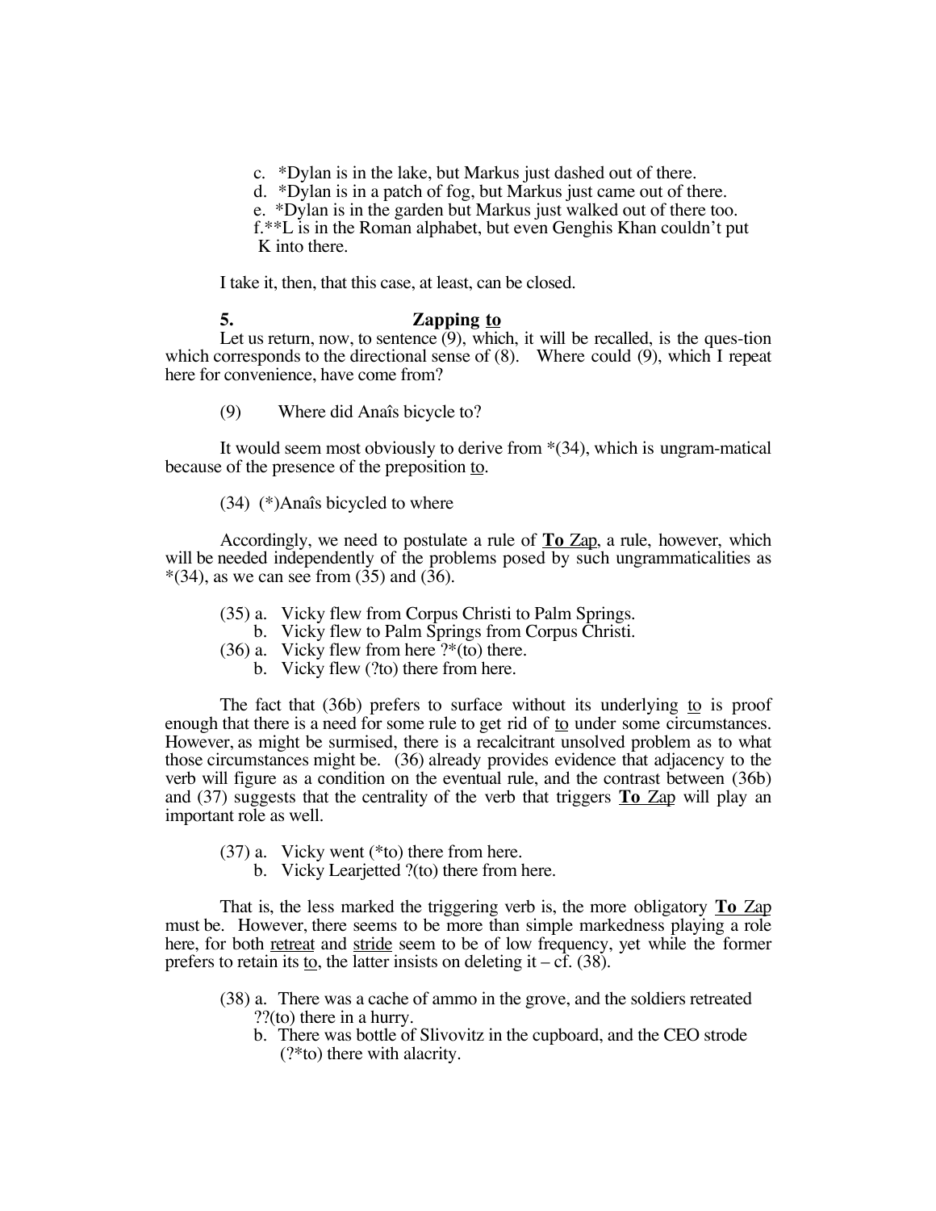c. *Dylan is in the lake, but Markus just dashed out of there.

d. *Dylan is in a patch of fog, but Markus just came out of there.

e. *Dylan is in the garden but Markus just walked out of there too.

f. **L is in the Roman alphabet, but even Genghis Khan couldn't put K into there.

I take it, then, that this case, at least, can be closed.

## 5. Zapping to

Let us return, now, to sentence (9), which, it will be recalled, is the ques-tion which corresponds to the directional sense of (8). Where could (9), which I repeat here for convenience, have come from?

(9) Where did Anaîs bicycle to?

It would seem most obviously to derive from *(34), which is ungram-matical because of the presence of the preposition to.

(34) (*)Anaîs bicycled to where

Accordingly, we need to postulate a rule of **To** Zap, a rule, however, which will be needed independently of the problems posed by such ungrammaticalities as *(34), as we can see from (35) and (36).

(35) a. Vicky flew from Corpus Christi to Palm Springs.
b. Vicky flew to Palm Springs from Corpus Christi.

(36) a. Vicky flew from here ?*(to) there.
b. Vicky flew (?to) there from here.

The fact that (36b) prefers to surface without its underlying to is proof enough that there is a need for some rule to get rid of to under some circumstances. However, as might be surmised, there is a recalcitrant unsolved problem as to what those circumstances might be. (36) already provides evidence that adjacency to the verb will figure as a condition on the eventual rule, and the contrast between (36b) and (37) suggests that the centrality of the verb that triggers **To** Zap will play an important role as well.

(37) a. Vicky went (*to) there from here.
b. Vicky Learjetted ?(to) there from here.

That is, the less marked the triggering verb is, the more obligatory **To** Zap must be. However, there seems to be more than simple markedness playing a role here, for both retreat and stride seem to be of low frequency, yet while the former prefers to retain its to, the latter insists on deleting it – cf. (38).

(38) a. There was a cache of ammo in the grove, and the soldiers retreated ??(to) there in a hurry.
b. There was bottle of Slivovitz in the cupboard, and the CEO strode (?*to) there with alacrity.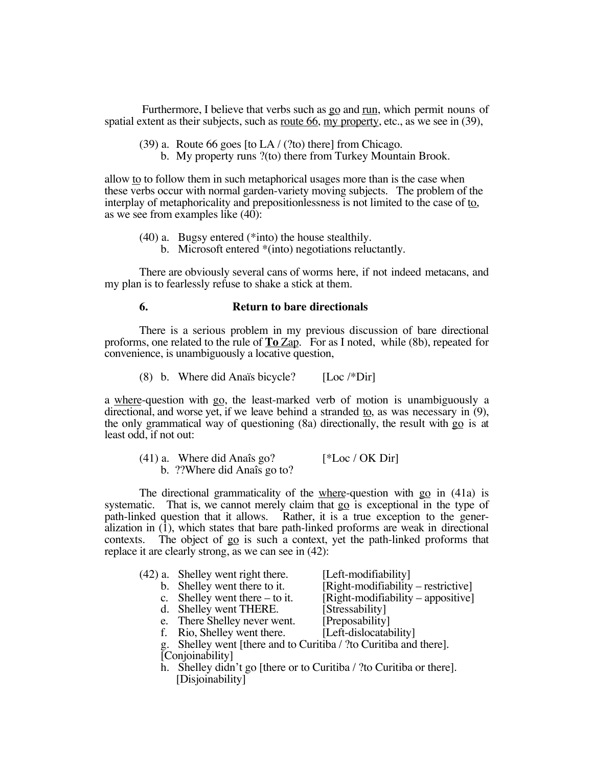Furthermore, I believe that verbs such as go and run, which permit nouns of spatial extent as their subjects, such as route 66, my property, etc., as we see in (39),

(39) a. Route 66 goes [to LA / (?to) there] from Chicago.
b. My property runs ?(to) there from Turkey Mountain Brook.

allow to to follow them in such metaphorical usages more than is the case when these verbs occur with normal garden-variety moving subjects. The problem of the interplay of metaphoricality and prepositionlessness is not limited to the case of to, as we see from examples like (40):

(40) a. Bugsy entered (*into) the house stealthily.
b. Microsoft entered *(into) negotiations reluctantly.

There are obviously several cans of worms here, if not indeed metacans, and my plan is to fearlessly refuse to shake a stick at them.

## 6. Return to bare directionals

There is a serious problem in my previous discussion of bare directional proforms, one related to the rule of **To** Zap. For as I noted, while (8b), repeated for convenience, is unambiguously a locative question,

(8) b. Where did Anaïs bicycle? [Loc /*Dir]

a where-question with go, the least-marked verb of motion is unambiguously a directional, and worse yet, if we leave behind a stranded to, as was necessary in (9), the only grammatical way of questioning (8a) directionally, the result with go is at least odd, if not out:

(41) a. Where did Anaîs go? [*Loc / OK Dir]
b. ??Where did Anaîs go to?

The directional grammaticality of the where-question with go in (41a) is systematic. That is, we cannot merely claim that go is exceptional in the type of path-linked question that it allows. Rather, it is a true exception to the generalization in (1), which states that bare path-linked proforms are weak in directional contexts. The object of go is such a context, yet the path-linked proforms that replace it are clearly strong, as we can see in (42):

(42) a. Shelley went right there. [Left-modifiability]
b. Shelley went there to it. [Right-modifiability – restrictive]
c. Shelley went there – to it. [Right-modifiability – appositive]
d. Shelley went THERE. [Stressability]
e. There Shelley never went. [Preposability]
f. Rio, Shelley went there. [Left-dislocatability]
g. Shelley went [there and to Curitiba / ?to Curitiba and there]. [Conjoinability]
h. Shelley didn't go [there or to Curitiba / ?to Curitiba or there]. [Disjoinability]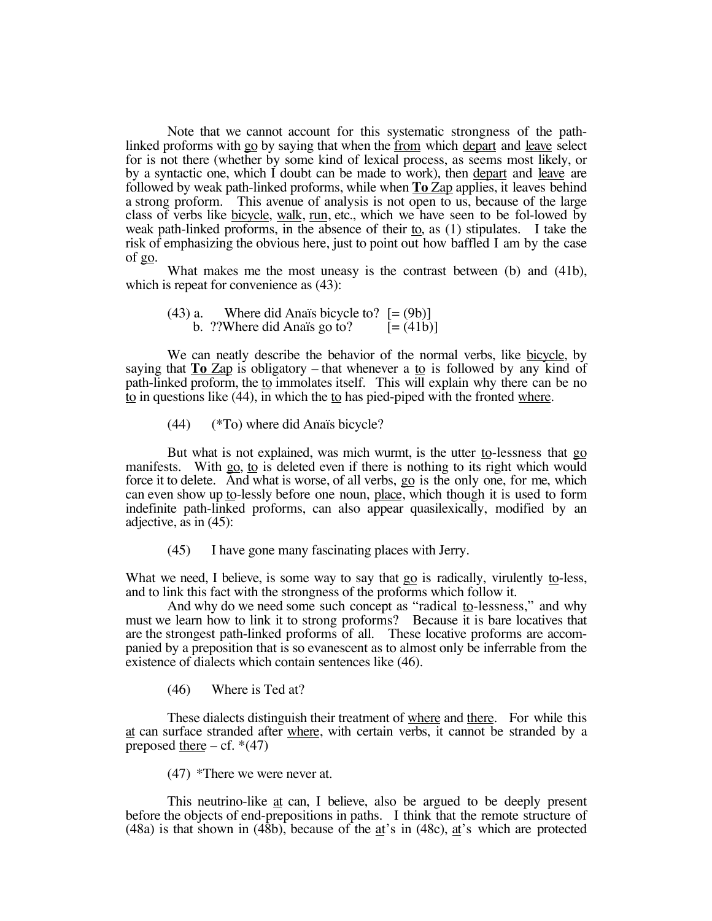Note that we cannot account for this systematic strongness of the path-linked proforms with go by saying that when the from which depart and leave select for is not there (whether by some kind of lexical process, as seems most likely, or by a syntactic one, which I doubt can be made to work), then depart and leave are followed by weak path-linked proforms, while when **To** Zap applies, it leaves behind a strong proform. This avenue of analysis is not open to us, because of the large class of verbs like bicycle, walk, run, etc., which we have seen to be fol-lowed by weak path-linked proforms, in the absence of their to, as (1) stipulates. I take the risk of emphasizing the obvious here, just to point out how baffled I am by the case of go.

What makes me the most uneasy is the contrast between (b) and (41b), which is repeat for convenience as (43):

(43) a. Where did Anaïs bicycle to? [= (9b)]
b. ??Where did Anaïs go to? [= (41b)]

We can neatly describe the behavior of the normal verbs, like bicycle, by saying that **To** Zap is obligatory – that whenever a to is followed by any kind of path-linked proform, the to immolates itself. This will explain why there can be no to in questions like (44), in which the to has pied-piped with the fronted where.

(44) (*To) where did Anaïs bicycle?

But what is not explained, was mich wurmt, is the utter to-lessness that go manifests. With go, to is deleted even if there is nothing to its right which would force it to delete. And what is worse, of all verbs, go is the only one, for me, which can even show up to-lessly before one noun, place, which though it is used to form indefinite path-linked proforms, can also appear quasilexically, modified by an adjective, as in (45):

(45) I have gone many fascinating places with Jerry.

What we need, I believe, is some way to say that go is radically, virulently to-less, and to link this fact with the strongness of the proforms which follow it.

And why do we need some such concept as "radical to-lessness," and why must we learn how to link it to strong proforms? Because it is bare locatives that are the strongest path-linked proforms of all. These locative proforms are accom-panied by a preposition that is so evanescent as to almost only be inferrable from the existence of dialects which contain sentences like (46).

(46) Where is Ted at?

These dialects distinguish their treatment of where and there. For while this at can surface stranded after where, with certain verbs, it cannot be stranded by a preposed there – cf. *(47)

(47) *There we were never at.

This neutrino-like at can, I believe, also be argued to be deeply present before the objects of end-prepositions in paths. I think that the remote structure of (48a) is that shown in (48b), because of the at's in (48c), at's which are protected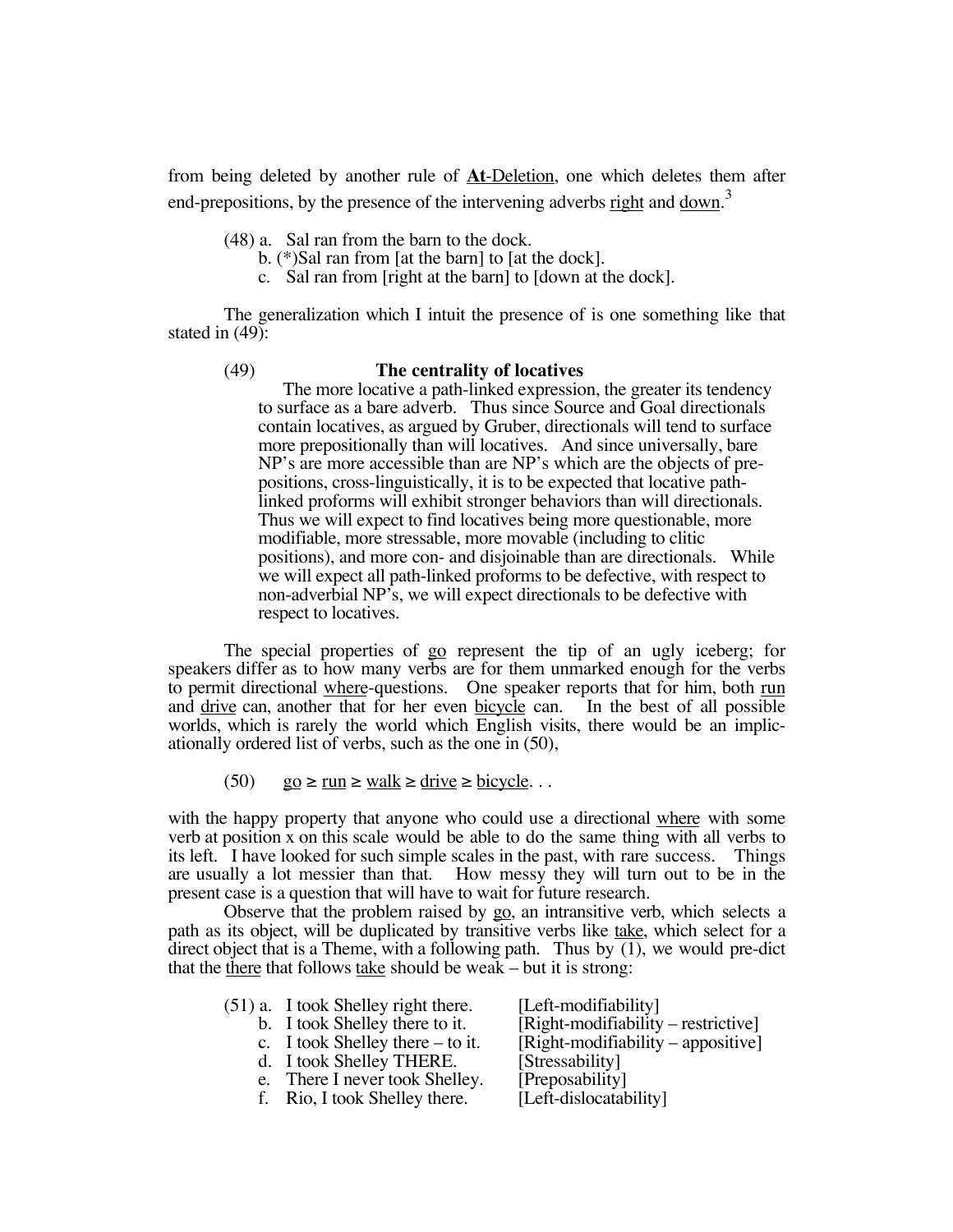from being deleted by another rule of **At**-Deletion, one which deletes them after end-prepositions, by the presence of the intervening adverbs right and down.[3]

(48) a. Sal ran from the barn to the dock.
 b. (*)Sal ran from [at the barn] to [at the dock].
 c. Sal ran from [right at the barn] to [down at the dock].

The generalization which I intuit the presence of is one something like that stated in (49):

(49) **The centrality of locatives**

The more locative a path-linked expression, the greater its tendency to surface as a bare adverb. Thus since Source and Goal directionals contain locatives, as argued by Gruber, directionals will tend to surface more prepositionally than will locatives. And since universally, bare NP's are more accessible than are NP's which are the objects of prepositions, cross-linguistically, it is to be expected that locative path-linked proforms will exhibit stronger behaviors than will directionals. Thus we will expect to find locatives being more questionable, more modifiable, more stressable, more movable (including to clitic positions), and more con- and disjoinable than are directionals. While we will expect all path-linked proforms to be defective, with respect to non-adverbial NP's, we will expect directionals to be defective with respect to locatives.

The special properties of go represent the tip of an ugly iceberg; for speakers differ as to how many verbs are for them unmarked enough for the verbs to permit directional where-questions. One speaker reports that for him, both run and drive can, another that for her even bicycle can. In the best of all possible worlds, which is rarely the world which English visits, there would be an implicationally ordered list of verbs, such as the one in (50),

(50) go ≥ run ≥ walk ≥ drive ≥ bicycle. . .

with the happy property that anyone who could use a directional where with some verb at position x on this scale would be able to do the same thing with all verbs to its left. I have looked for such simple scales in the past, with rare success. Things are usually a lot messier than that. How messy they will turn out to be in the present case is a question that will have to wait for future research.

Observe that the problem raised by go, an intransitive verb, which selects a path as its object, will be duplicated by transitive verbs like take, which select for a direct object that is a Theme, with a following path. Thus by (1), we would pre-dict that the there that follows take should be weak – but it is strong:

(51) a. I took Shelley right there. [Left-modifiability]
 b. I took Shelley there to it. [Right-modifiability – restrictive]
 c. I took Shelley there – to it. [Right-modifiability – appositive]
 d. I took Shelley THERE. [Stressability]
 e. There I never took Shelley. [Preposability]
 f. Rio, I took Shelley there. [Left-dislocatability]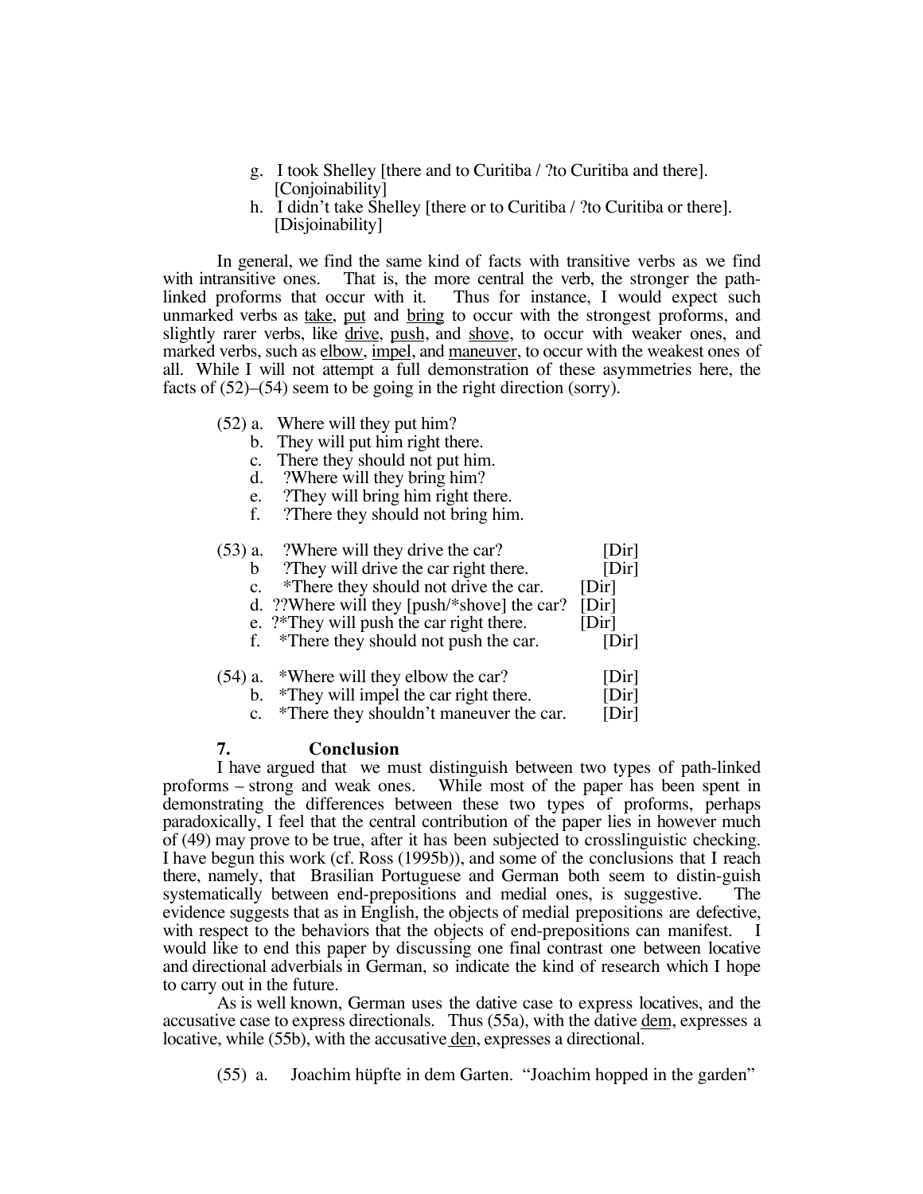g. I took Shelley [there and to Curitiba / ?to Curitiba and there]. [Conjoinability]

h. I didn't take Shelley [there or to Curitiba / ?to Curitiba or there]. [Disjoinability]

In general, we find the same kind of facts with transitive verbs as we find with intransitive ones. That is, the more central the verb, the stronger the path-linked proforms that occur with it. Thus for instance, I would expect such unmarked verbs as <u>take</u>, <u>put</u> and <u>bring</u> to occur with the strongest proforms, and slightly rarer verbs, like <u>drive</u>, <u>push</u>, and <u>shove</u>, to occur with weaker ones, and marked verbs, such as <u>elbow</u>, <u>impel</u>, and <u>maneuver</u>, to occur with the weakest ones of all. While I will not attempt a full demonstration of these asymmetries here, the facts of (52)–(54) seem to be going in the right direction (sorry).

(52) a. Where will they put him?
b. They will put him right there.
c. There they should not put him.
d. ?Where will they bring him?
e. ?They will bring him right there.
f. ?There they should not bring him.

(53) a. ?Where will they drive the car? [Dir]
b ?They will drive the car right there. [Dir]
c. *There they should not drive the car. [Dir]
d. ??Where will they [push/*shove] the car? [Dir]
e. ?*They will push the car right there. [Dir]
f. *There they should not push the car. [Dir]

(54) a. *Where will they elbow the car? [Dir]
b. *They will impel the car right there. [Dir]
c. *There they shouldn't maneuver the car. [Dir]

## 7. Conclusion

I have argued that we must distinguish between two types of path-linked proforms – strong and weak ones. While most of the paper has been spent in demonstrating the differences between these two types of proforms, perhaps paradoxically, I feel that the central contribution of the paper lies in however much of (49) may prove to be true, after it has been subjected to crosslinguistic checking. I have begun this work (cf. Ross (1995b)), and some of the conclusions that I reach there, namely, that Brasilian Portuguese and German both seem to distin-guish systematically between end-prepositions and medial ones, is suggestive. The evidence suggests that as in English, the objects of medial prepositions are defective, with respect to the behaviors that the objects of end-prepositions can manifest. I would like to end this paper by discussing one final contrast one between locative and directional adverbials in German, so indicate the kind of research which I hope to carry out in the future.

As is well known, German uses the dative case to express locatives, and the accusative case to express directionals. Thus (55a), with the dative <u>dem</u>, expresses a locative, while (55b), with the accusative <u>den</u>, expresses a directional.

(55) a. Joachim hüpfte in dem Garten. "Joachim hopped in the garden"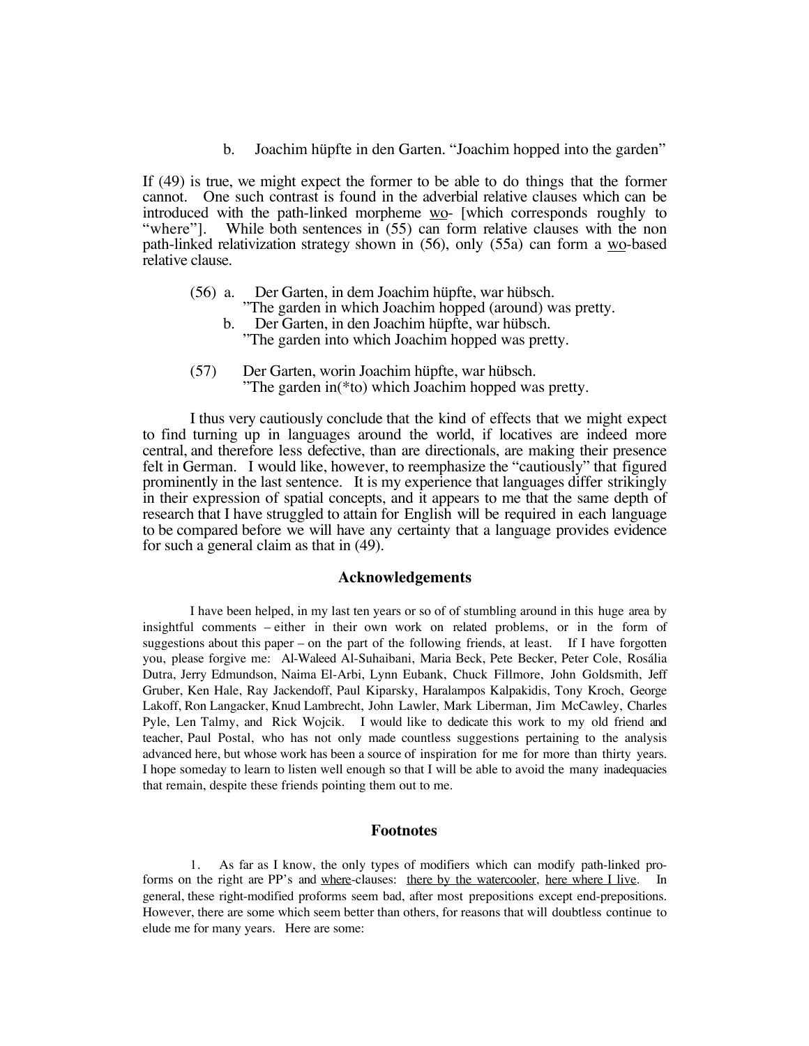b. Joachim hüpfte in den Garten. “Joachim hopped into the garden”

If (49) is true, we might expect the former to be able to do things that the former cannot. One such contrast is found in the adverbial relative clauses which can be introduced with the path-linked morpheme <u>wo</u>- [which corresponds roughly to “where”]. While both sentences in (55) can form relative clauses with the non path-linked relativization strategy shown in (56), only (55a) can form a <u>wo</u>-based relative clause.

(56) a. Der Garten, in dem Joachim hüpfte, war hübsch.
”The garden in which Joachim hopped (around) was pretty.

b. Der Garten, in den Joachim hüpfte, war hübsch.
”The garden into which Joachim hopped was pretty.

(57) Der Garten, worin Joachim hüpfte, war hübsch.
”The garden in(*to) which Joachim hopped was pretty.

I thus very cautiously conclude that the kind of effects that we might expect to find turning up in languages around the world, if locatives are indeed more central, and therefore less defective, than are directionals, are making their presence felt in German. I would like, however, to reemphasize the “cautiously” that figured prominently in the last sentence. It is my experience that languages differ strikingly in their expression of spatial concepts, and it appears to me that the same depth of research that I have struggled to attain for English will be required in each language to be compared before we will have any certainty that a language provides evidence for such a general claim as that in (49).

## Acknowledgements

I have been helped, in my last ten years or so of of stumbling around in this huge area by insightful comments – either in their own work on related problems, or in the form of suggestions about this paper – on the part of the following friends, at least. If I have forgotten you, please forgive me: Al-Waleed Al-Suhaibani, Maria Beck, Pete Becker, Peter Cole, Rosália Dutra, Jerry Edmundson, Naima El-Arbi, Lynn Eubank, Chuck Fillmore, John Goldsmith, Jeff Gruber, Ken Hale, Ray Jackendoff, Paul Kiparsky, Haralampos Kalpakidis, Tony Kroch, George Lakoff, Ron Langacker, Knud Lambrecht, John Lawler, Mark Liberman, Jim McCawley, Charles Pyle, Len Talmy, and Rick Wojcik. I would like to dedicate this work to my old friend and teacher, Paul Postal, who has not only made countless suggestions pertaining to the analysis advanced here, but whose work has been a source of inspiration for me for more than thirty years. I hope someday to learn to listen well enough so that I will be able to avoid the many inadequacies that remain, despite these friends pointing them out to me.

## Footnotes

1. As far as I know, the only types of modifiers which can modify path-linked pro-forms on the right are PP’s and <u>where</u>-clauses: <u>there by the watercooler</u>, <u>here where I live</u>. In general, these right-modified proforms seem bad, after most prepositions except end-prepositions. However, there are some which seem better than others, for reasons that will doubtless continue to elude me for many years. Here are some: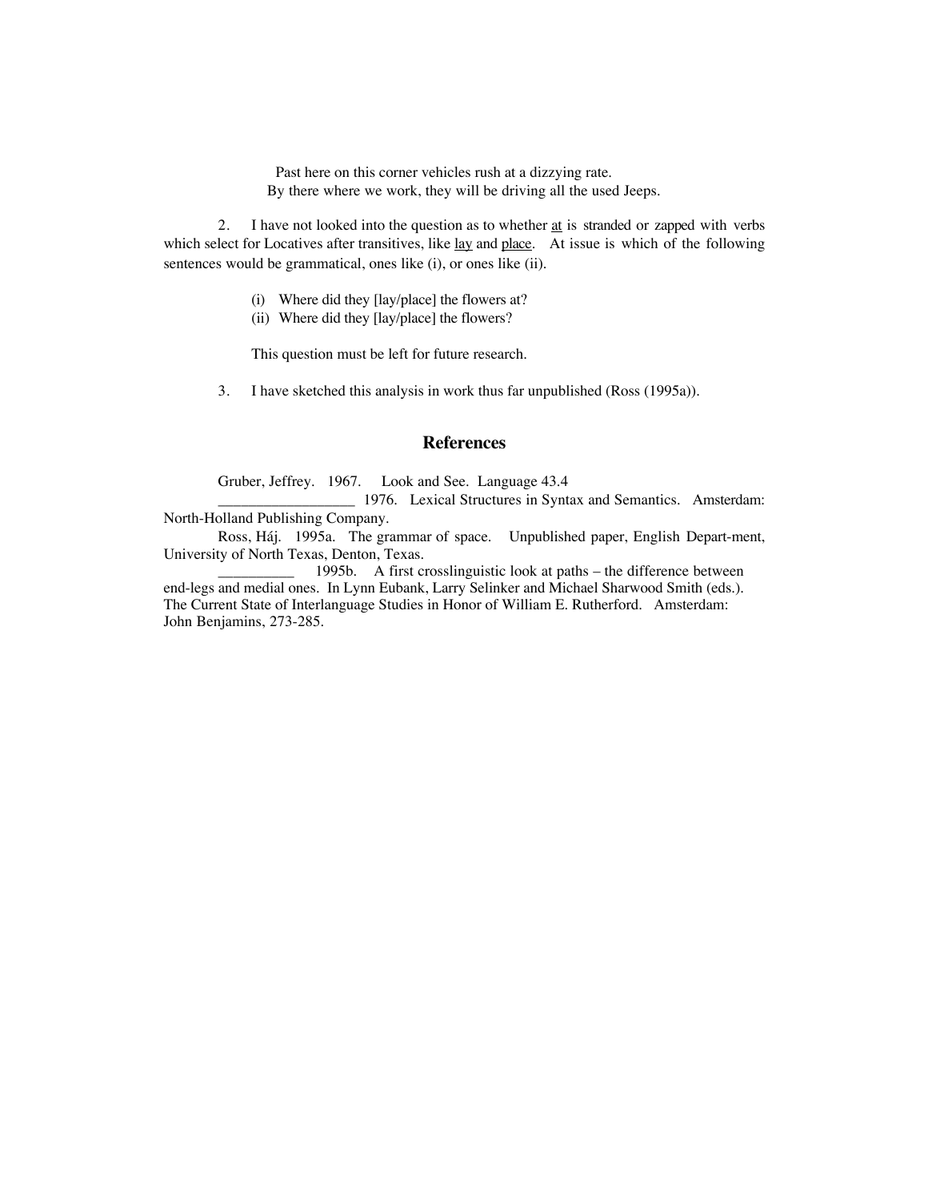Past here on this corner vehicles rush at a dizzying rate.
By there where we work, they will be driving all the used Jeeps.

2. I have not looked into the question as to whether <u>at</u> is stranded or zapped with verbs which select for Locatives after transitives, like <u>lay</u> and <u>place</u>. At issue is which of the following sentences would be grammatical, ones like (i), or ones like (ii).

(i) Where did they [lay/place] the flowers at?
(ii) Where did they [lay/place] the flowers?

This question must be left for future research.

3. I have sketched this analysis in work thus far unpublished (Ross (1995a)).

## References

Gruber, Jeffrey. 1967. Look and See. Language 43.4

__________________ 1976. Lexical Structures in Syntax and Semantics. Amsterdam: North-Holland Publishing Company.

Ross, Háj. 1995a. The grammar of space. Unpublished paper, English Depart-ment, University of North Texas, Denton, Texas.

__________ 1995b. A first crosslinguistic look at paths – the difference between end-legs and medial ones. In Lynn Eubank, Larry Selinker and Michael Sharwood Smith (eds.). The Current State of Interlanguage Studies in Honor of William E. Rutherford. Amsterdam: John Benjamins, 273-285.